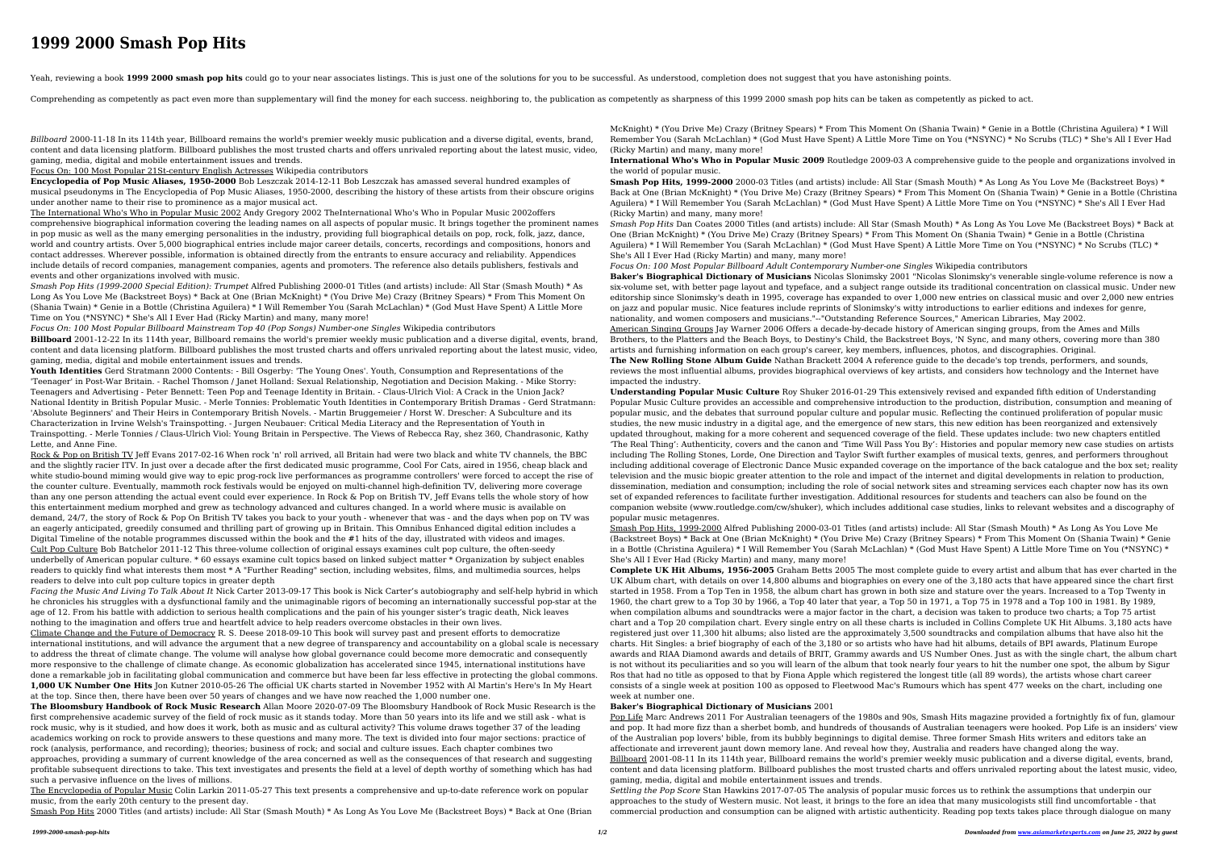# 1999 2000 Smash Pop Hits

Yeah, reviewing a book **1999 2000 smash pop hits** could go to your near associates listings. This is just one of the solutions for you to be successful. As understood, completion does not suggest that you have astonishing points.

Comprehending as competently as pact even more than supplementary will find the money for each success. neighboring to, the publication as competently as sharpness of this 1999 2000 smash pop hits can be taken as competently as picked to act.

*Billboard* 2000-11-18 In its 114th year, Billboard remains the world's premier weekly music publication and a diverse digital, events, brand, content and data licensing platform. Billboard publishes the most trusted charts and offers unrivaled reporting about the latest music, video, gaming, media, digital and mobile entertainment issues and trends.

Focus On: 100 Most Popular 21St-century English Actresses Wikipedia contributors

**Encyclopedia of Pop Music Aliases, 1950-2000** Bob Leszczak 2014-12-11 Bob Leszczak has amassed several hundred examples of musical pseudonyms in The Encyclopedia of Pop Music Aliases, 1950-2000, describing the history of these artists from their obscure origins under another name to their rise to prominence as a major musical act.

The International Who's Who in Popular Music 2002 Andy Gregory 2002 TheInternational Who's Who in Popular Music 2002offers comprehensive biographical information covering the leading names on all aspects of popular music. It brings together the prominent names in pop music as well as the many emerging personalities in the industry, providing full biographical details on pop, rock, folk, jazz, dance, world and country artists. Over 5,000 biographical entries include major career details, concerts, recordings and compositions, honors and contact addresses. Wherever possible, information is obtained directly from the entrants to ensure accuracy and reliability. Appendices include details of record companies, management companies, agents and promoters. The reference also details publishers, festivals and events and other organizations involved with music.

*Smash Pop Hits (1999-2000 Special Edition): Trumpet* Alfred Publishing 2000-01 Titles (and artists) include: All Star (Smash Mouth) * As Long As You Love Me (Backstreet Boys) * Back at One (Brian McKnight) * (You Drive Me) Crazy (Britney Spears) * From This Moment On (Shania Twain) * Genie in a Bottle (Christina Aguilera) * I Will Remember You (Sarah McLachlan) * (God Must Have Spent) A Little More Time on You (*NSYNC) * She's All I Ever Had (Ricky Martin) and many, many more!

*Focus On: 100 Most Popular Billboard Mainstream Top 40 (Pop Songs) Number-one Singles* Wikipedia contributors

**Billboard** 2001-12-22 In its 114th year, Billboard remains the world's premier weekly music publication and a diverse digital, events, brand, content and data licensing platform. Billboard publishes the most trusted charts and offers unrivaled reporting about the latest music, video, gaming, media, digital and mobile entertainment issues and trends.

**Youth Identities** Gerd Stratmann 2000 Contents: - Bill Osgerby: 'The Young Ones'. Youth, Consumption and Representations of the 'Teenager' in Post-War Britain. - Rachel Thomson / Janet Holland: Sexual Relationship, Negotiation and Decision Making. - Mike Storry: Teenagers and Advertising - Peter Bennett: Teen Pop and Teenage Identity in Britain. - Claus-Ulrich Viol: A Crack in the Union Jack? National Identity in British Popular Music. - Merle Tonnies: Problematic Youth Identities in Contemporary British Dramas - Gerd Stratmann: 'Absolute Beginners' and Their Heirs in Contemporary British Novels. - Martin Bruggemeier / Horst W. Drescher: A Subculture and its Characterization in Irvine Welsh's Trainspotting. - Jurgen Neubauer: Critical Media Literacy and the Representation of Youth in Trainspotting. - Merle Tonnies / Claus-Ulrich Viol: Young Britain in Perspective. The Views of Rebecca Ray, shez 360, Chandrasonic, Kathy Lette, and Anne Fine.

Rock & Pop on British TV Jeff Evans 2017-02-16 When rock 'n' roll arrived, all Britain had were two black and white TV channels, the BBC and the slightly racier ITV. In just over a decade after the first dedicated music programme, Cool For Cats, aired in 1956, cheap black and white studio-bound miming would give way to epic prog-rock live performances as programme controllers' were forced to accept the rise of the counter culture. Eventually, mammoth rock festivals would be enjoyed on multi-channel high-definition TV, delivering more coverage than any one person attending the actual event could ever experience. In Rock & Pop on British TV, Jeff Evans tells the whole story of how this entertainment medium morphed and grew as technology advanced and cultures changed. In a world where music is available on demand, 24/7, the story of Rock & Pop On British TV takes you back to your youth - whenever that was - and the days when pop on TV was an eagerly anticipated, greedily consumed and thrilling part of growing up in Britain. This Omnibus Enhanced digital edition includes a Digital Timeline of the notable programmes discussed within the book and the #1 hits of the day, illustrated with videos and images.

Cult Pop Culture Bob Batchelor 2011-12 This three-volume collection of original essays examines cult pop culture, the often-seedy underbelly of American popular culture. * 60 essays examine cult topics based on linked subject matter * Organization by subject enables readers to quickly find what interests them most * A "Further Reading" section, including websites, films, and multimedia sources, helps readers to delve into cult pop culture topics in greater depth

*Facing the Music And Living To Talk About It* Nick Carter 2013-09-17 This book is Nick Carter's autobiography and self-help hybrid in which he chronicles his struggles with a dysfunctional family and the unimaginable rigors of becoming an internationally successful pop-star at the age of 12. From his battle with addiction to serious health complications and the pain of his younger sister's tragic death, Nick leaves nothing to the imagination and offers true and heartfelt advice to help readers overcome obstacles in their own lives.

Climate Change and the Future of Democracy R. S. Deese 2018-09-10 This book will survey past and present efforts to democratize international institutions, and will advance the argument that a new degree of transparency and accountability on a global scale is necessary to address the threat of climate change. The volume will analyse how global governance could become more democratic and consequently more responsive to the challenge of climate change. As economic globalization has accelerated since 1945, international institutions have done a remarkable job in facilitating global communication and commerce but have been far less effective in protecting the global commons.

**1,000 UK Number One Hits** Jon Kutner 2010-05-26 The official UK charts started in November 1952 with Al Martin's Here's In My Heart at the top. Since then, there have been over 50 years of changes and we have now reached the 1,000 number one.

**The Bloomsbury Handbook of Rock Music Research** Allan Moore 2020-07-09 The Bloomsbury Handbook of Rock Music Research is the first comprehensive academic survey of the field of rock music as it stands today. More than 50 years into its life and we still ask - what is rock music, why is it studied, and how does it work, both as music and as cultural activity? This volume draws together 37 of the leading academics working on rock to provide answers to these questions and many more. The text is divided into four major sections: practice of rock (analysis, performance, and recording); theories; business of rock; and social and culture issues. Each chapter combines two approaches, providing a summary of current knowledge of the area concerned as well as the consequences of that research and suggesting profitable subsequent directions to take. This text investigates and presents the field at a level of depth worthy of something which has had such a pervasive influence on the lives of millions.

The Encyclopedia of Popular Music Colin Larkin 2011-05-27 This text presents a comprehensive and up-to-date reference work on popular music, from the early 20th century to the present day.

Smash Pop Hits 2000 Titles (and artists) include: All Star (Smash Mouth) * As Long As You Love Me (Backstreet Boys) * Back at One (Brian McKnight) * (You Drive Me) Crazy (Britney Spears) * From This Moment On (Shania Twain) * Genie in a Bottle (Christina Aguilera) * I Will Remember You (Sarah McLachlan) * (God Must Have Spent) A Little More Time on You (*NSYNC) * No Scrubs (TLC) * She's All I Ever Had (Ricky Martin) and many, many more!

**International Who's Who in Popular Music 2009** Routledge 2009-03 A comprehensive guide to the people and organizations involved in the world of popular music.

**Smash Pop Hits, 1999-2000** 2000-03 Titles (and artists) include: All Star (Smash Mouth) * As Long As You Love Me (Backstreet Boys) * Back at One (Brian McKnight) * (You Drive Me) Crazy (Britney Spears) * From This Moment On (Shania Twain) * Genie in a Bottle (Christina Aguilera) * I Will Remember You (Sarah McLachlan) * (God Must Have Spent) A Little More Time on You (*NSYNC) * She's All I Ever Had (Ricky Martin) and many, many more!

*Smash Pop Hits* Dan Coates 2000 Titles (and artists) include: All Star (Smash Mouth) * As Long As You Love Me (Backstreet Boys) * Back at One (Brian McKnight) * (You Drive Me) Crazy (Britney Spears) * From This Moment On (Shania Twain) * Genie in a Bottle (Christina Aguilera) * I Will Remember You (Sarah McLachlan) * (God Must Have Spent) A Little More Time on You (*NSYNC) * No Scrubs (TLC) * She's All I Ever Had (Ricky Martin) and many, many more!

*Focus On: 100 Most Popular Billboard Adult Contemporary Number-one Singles* Wikipedia contributors

**Baker's Biographical Dictionary of Musicians** Nicolas Slonimsky 2001 "Nicolas Slonimsky's venerable single-volume reference is now a six-volume set, with better page layout and typeface, and a subject range outside its traditional concentration on classical music. Under new editorship since Slonimsky's death in 1995, coverage has expanded to over 1,000 new entries on classical music and over 2,000 new entries on jazz and popular music. Nice features include reprints of Slonimsky's witty introductions to earlier editions and indexes for genre, nationality, and women composers and musicians."--"Outstanding Reference Sources," American Libraries, May 2002.

American Singing Groups Jay Warner 2006 Offers a decade-by-decade history of American singing groups, from the Ames and Mills Brothers, to the Platters and the Beach Boys, to Destiny's Child, the Backstreet Boys, 'N Sync, and many others, covering more than 380 artists and furnishing information on each group's career, key members, influences, photos, and discographies. Original.

**The New Rolling Stone Album Guide** Nathan Brackett 2004 A reference guide to the decade's top trends, performers, and sounds, reviews the most influential albums, provides biographical overviews of key artists, and considers how technology and the Internet have impacted the industry.

**Understanding Popular Music Culture** Roy Shuker 2016-01-29 This extensively revised and expanded fifth edition of Understanding Popular Music Culture provides an accessible and comprehensive introduction to the production, distribution, consumption and meaning of popular music, and the debates that surround popular culture and popular music. Reflecting the continued proliferation of popular music studies, the new music industry in a digital age, and the emergence of new stars, this new edition has been reorganized and extensively updated throughout, making for a more coherent and sequenced coverage of the field. These updates include: two new chapters entitled 'The Real Thing': Authenticity, covers and the canon and 'Time Will Pass You By': Histories and popular memory new case studies on artists including The Rolling Stones, Lorde, One Direction and Taylor Swift further examples of musical texts, genres, and performers throughout including additional coverage of Electronic Dance Music expanded coverage on the importance of the back catalogue and the box set; reality television and the music biopic greater attention to the role and impact of the internet and digital developments in relation to production, dissemination, mediation and consumption; including the role of social network sites and streaming services each chapter now has its own set of expanded references to facilitate further investigation. Additional resources for students and teachers can also be found on the companion website (www.routledge.com/cw/shuker), which includes additional case studies, links to relevant websites and a discography of popular music metagenres.

Smash Pop Hits, 1999-2000 Alfred Publishing 2000-03-01 Titles (and artists) include: All Star (Smash Mouth) * As Long As You Love Me (Backstreet Boys) * Back at One (Brian McKnight) * (You Drive Me) Crazy (Britney Spears) * From This Moment On (Shania Twain) * Genie in a Bottle (Christina Aguilera) * I Will Remember You (Sarah McLachlan) * (God Must Have Spent) A Little More Time on You (*NSYNC) * She's All I Ever Had (Ricky Martin) and many, many more!

**Complete UK Hit Albums, 1956-2005** Graham Betts 2005 The most complete guide to every artist and album that has ever charted in the UK Album chart, with details on over 14,800 albums and biographies on every one of the 3,180 acts that have appeared since the chart first started in 1958. From a Top Ten in 1958, the album chart has grown in both size and stature over the years. Increased to a Top Twenty in 1960, the chart grew to a Top 30 by 1966, a Top 40 later that year, a Top 50 in 1971, a Top 75 in 1978 and a Top 100 in 1981. By 1989, when compilation albums and soundtracks were a major factor in the chart, a decision was taken to produce two charts; a Top 75 artist chart and a Top 20 compilation chart. Every single entry on all these charts is included in Collins Complete UK Hit Albums. 3,180 acts have registered just over 11,300 hit albums; also listed are the approximately 3,500 soundtracks and compilation albums that have also hit the charts. Hit Singles: a brief biography of each of the 3,180 or so artists who have had hit albums, details of BPI awards, Platinum Europe awards and RIAA Diamond awards and details of BRIT, Grammy awards and US Number Ones. Just as with the single chart, the album chart is not without its peculiarities and so you will learn of the album that took nearly four years to hit the number one spot, the album by Sigur Ros that had no title as opposed to that by Fiona Apple which registered the longest title (all 89 words), the artists whose chart career consists of a single week at position 100 as opposed to Fleetwood Mac's Rumours which has spent 477 weeks on the chart, including one week at number one.

**Baker's Biographical Dictionary of Musicians** 2001

Pop Life Marc Andrews 2011 For Australian teenagers of the 1980s and 90s, Smash Hits magazine provided a fortnightly fix of fun, glamour and pop. It had more fizz than a sherbet bomb, and hundreds of thousands of Australian teenagers were hooked. Pop Life is an insiders' view of the Australian pop lovers' bible, from its bubbly beginnings to digital demise. Three former Smash Hits writers and editors take an affectionate and irreverent jaunt down memory lane. And reveal how they, Australia and readers have changed along the way.

Billboard 2001-08-11 In its 114th year, Billboard remains the world's premier weekly music publication and a diverse digital, events, brand, content and data licensing platform. Billboard publishes the most trusted charts and offers unrivaled reporting about the latest music, video, gaming, media, digital and mobile entertainment issues and trends.

*Settling the Pop Score* Stan Hawkins 2017-07-05 The analysis of popular music forces us to rethink the assumptions that underpin our approaches to the study of Western music. Not least, it brings to the fore an idea that many musicologists still find uncomfortable - that commercial production and consumption can be aligned with artistic authenticity. Reading pop texts takes place through dialogue on many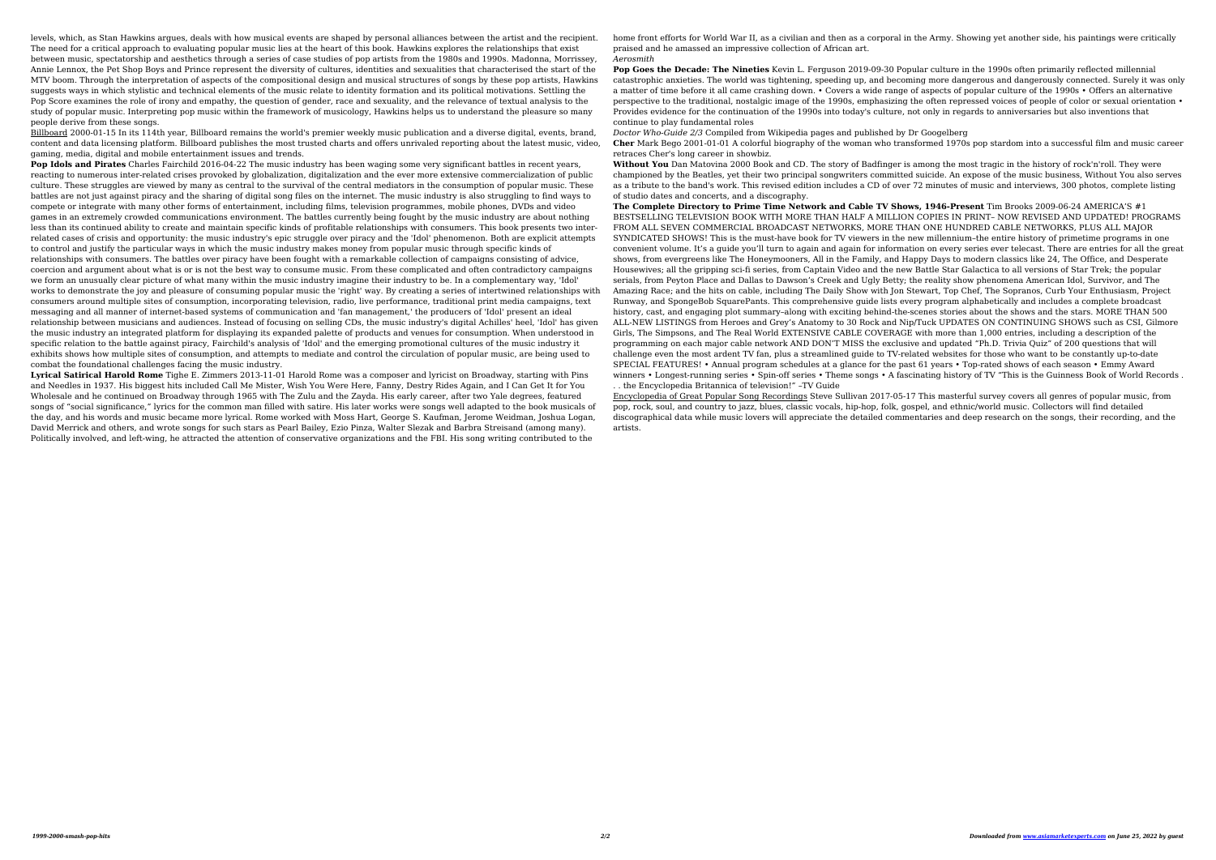levels, which, as Stan Hawkins argues, deals with how musical events are shaped by personal alliances between the artist and the recipient. The need for a critical approach to evaluating popular music lies at the heart of this book. Hawkins explores the relationships that exist between music, spectatorship and aesthetics through a series of case studies of pop artists from the 1980s and 1990s. Madonna, Morrissey, Annie Lennox, the Pet Shop Boys and Prince represent the diversity of cultures, identities and sexualities that characterised the start of the MTV boom. Through the interpretation of aspects of the compositional design and musical structures of songs by these pop artists, Hawkins suggests ways in which stylistic and technical elements of the music relate to identity formation and its political motivations. Settling the Pop Score examines the role of irony and empathy, the question of gender, race and sexuality, and the relevance of textual analysis to the study of popular music. Interpreting pop music within the framework of musicology, Hawkins helps us to understand the pleasure so many people derive from these songs.

Billboard 2000-01-15 In its 114th year, Billboard remains the world's premier weekly music publication and a diverse digital, events, brand, content and data licensing platform. Billboard publishes the most trusted charts and offers unrivaled reporting about the latest music, video, gaming, media, digital and mobile entertainment issues and trends.

**Pop Idols and Pirates** Charles Fairchild 2016-04-22 The music industry has been waging some very significant battles in recent years, reacting to numerous inter-related crises provoked by globalization, digitalization and the ever more extensive commercialization of public culture. These struggles are viewed by many as central to the survival of the central mediators in the consumption of popular music. These battles are not just against piracy and the sharing of digital song files on the internet. The music industry is also struggling to find ways to compete or integrate with many other forms of entertainment, including films, television programmes, mobile phones, DVDs and video games in an extremely crowded communications environment. The battles currently being fought by the music industry are about nothing less than its continued ability to create and maintain specific kinds of profitable relationships with consumers. This book presents two inter-related cases of crisis and opportunity: the music industry's epic struggle over piracy and the 'Idol' phenomenon. Both are explicit attempts to control and justify the particular ways in which the music industry makes money from popular music through specific kinds of relationships with consumers. The battles over piracy have been fought with a remarkable collection of campaigns consisting of advice, coercion and argument about what is or is not the best way to consume music. From these complicated and often contradictory campaigns we form an unusually clear picture of what many within the music industry imagine their industry to be. In a complementary way, 'Idol' works to demonstrate the joy and pleasure of consuming popular music the 'right' way. By creating a series of intertwined relationships with consumers around multiple sites of consumption, incorporating television, radio, live performance, traditional print media campaigns, text messaging and all manner of internet-based systems of communication and 'fan management,' the producers of 'Idol' present an ideal relationship between musicians and audiences. Instead of focusing on selling CDs, the music industry's digital Achilles' heel, 'Idol' has given the music industry an integrated platform for displaying its expanded palette of products and venues for consumption. When understood in specific relation to the battle against piracy, Fairchild's analysis of 'Idol' and the emerging promotional cultures of the music industry it exhibits shows how multiple sites of consumption, and attempts to mediate and control the circulation of popular music, are being used to combat the foundational challenges facing the music industry.

**Lyrical Satirical Harold Rome** Tighe E. Zimmers 2013-11-01 Harold Rome was a composer and lyricist on Broadway, starting with Pins and Needles in 1937. His biggest hits included Call Me Mister, Wish You Were Here, Fanny, Destry Rides Again, and I Can Get It for You Wholesale and he continued on Broadway through 1965 with The Zulu and the Zayda. His early career, after two Yale degrees, featured songs of "social significance," lyrics for the common man filled with satire. His later works were songs well adapted to the book musicals of the day, and his words and music became more lyrical. Rome worked with Moss Hart, George S. Kaufman, Jerome Weidman, Joshua Logan, David Merrick and others, and wrote songs for such stars as Pearl Bailey, Ezio Pinza, Walter Slezak and Barbra Streisand (among many). Politically involved, and left-wing, he attracted the attention of conservative organizations and the FBI. His song writing contributed to the home front efforts for World War II, as a civilian and then as a corporal in the Army. Showing yet another side, his paintings were critically praised and he amassed an impressive collection of African art.

*Aerosmith*

**Pop Goes the Decade: The Nineties** Kevin L. Ferguson 2019-09-30 Popular culture in the 1990s often primarily reflected millennial catastrophic anxieties. The world was tightening, speeding up, and becoming more dangerous and dangerously connected. Surely it was only a matter of time before it all came crashing down. • Covers a wide range of aspects of popular culture of the 1990s • Offers an alternative perspective to the traditional, nostalgic image of the 1990s, emphasizing the often repressed voices of people of color or sexual orientation • Provides evidence for the continuation of the 1990s into today's culture, not only in regards to anniversaries but also inventions that continue to play fundamental roles

*Doctor Who-Guide 2/3* Compiled from Wikipedia pages and published by Dr Googelberg

**Cher** Mark Bego 2001-01-01 A colorful biography of the woman who transformed 1970s pop stardom into a successful film and music career retraces Cher's long career in showbiz.

**Without You** Dan Matovina 2000 Book and CD. The story of Badfinger is among the most tragic in the history of rock'n'roll. They were championed by the Beatles, yet their two principal songwriters committed suicide. An expose of the music business, Without You also serves as a tribute to the band's work. This revised edition includes a CD of over 72 minutes of music and interviews, 300 photos, complete listing of studio dates and concerts, and a discography.

**The Complete Directory to Prime Time Network and Cable TV Shows, 1946-Present** Tim Brooks 2009-06-24 AMERICA'S #1 BESTSELLING TELEVISION BOOK WITH MORE THAN HALF A MILLION COPIES IN PRINT– NOW REVISED AND UPDATED! PROGRAMS FROM ALL SEVEN COMMERCIAL BROADCAST NETWORKS, MORE THAN ONE HUNDRED CABLE NETWORKS, PLUS ALL MAJOR SYNDICATED SHOWS! This is the must-have book for TV viewers in the new millennium–the entire history of primetime programs in one convenient volume. It's a guide you'll turn to again and again for information on every series ever telecast. There are entries for all the great shows, from evergreens like The Honeymooners, All in the Family, and Happy Days to modern classics like 24, The Office, and Desperate Housewives; all the gripping sci-fi series, from Captain Video and the new Battle Star Galactica to all versions of Star Trek; the popular serials, from Peyton Place and Dallas to Dawson's Creek and Ugly Betty; the reality show phenomena American Idol, Survivor, and The Amazing Race; and the hits on cable, including The Daily Show with Jon Stewart, Top Chef, The Sopranos, Curb Your Enthusiasm, Project Runway, and SpongeBob SquarePants. This comprehensive guide lists every program alphabetically and includes a complete broadcast history, cast, and engaging plot summary–along with exciting behind-the-scenes stories about the shows and the stars. MORE THAN 500 ALL-NEW LISTINGS from Heroes and Grey's Anatomy to 30 Rock and Nip/Tuck UPDATES ON CONTINUING SHOWS such as CSI, Gilmore Girls, The Simpsons, and The Real World EXTENSIVE CABLE COVERAGE with more than 1,000 entries, including a description of the programming on each major cable network AND DON'T MISS the exclusive and updated "Ph.D. Trivia Quiz" of 200 questions that will challenge even the most ardent TV fan, plus a streamlined guide to TV-related websites for those who want to be constantly up-to-date SPECIAL FEATURES! • Annual program schedules at a glance for the past 61 years • Top-rated shows of each season • Emmy Award winners • Longest-running series • Spin-off series • Theme songs • A fascinating history of TV "This is the Guinness Book of World Records . . . the Encyclopedia Britannica of television!" –TV Guide

Encyclopedia of Great Popular Song Recordings Steve Sullivan 2017-05-17 This masterful survey covers all genres of popular music, from pop, rock, soul, and country to jazz, blues, classic vocals, hip-hop, folk, gospel, and ethnic/world music. Collectors will find detailed discographical data while music lovers will appreciate the detailed commentaries and deep research on the songs, their recording, and the artists.